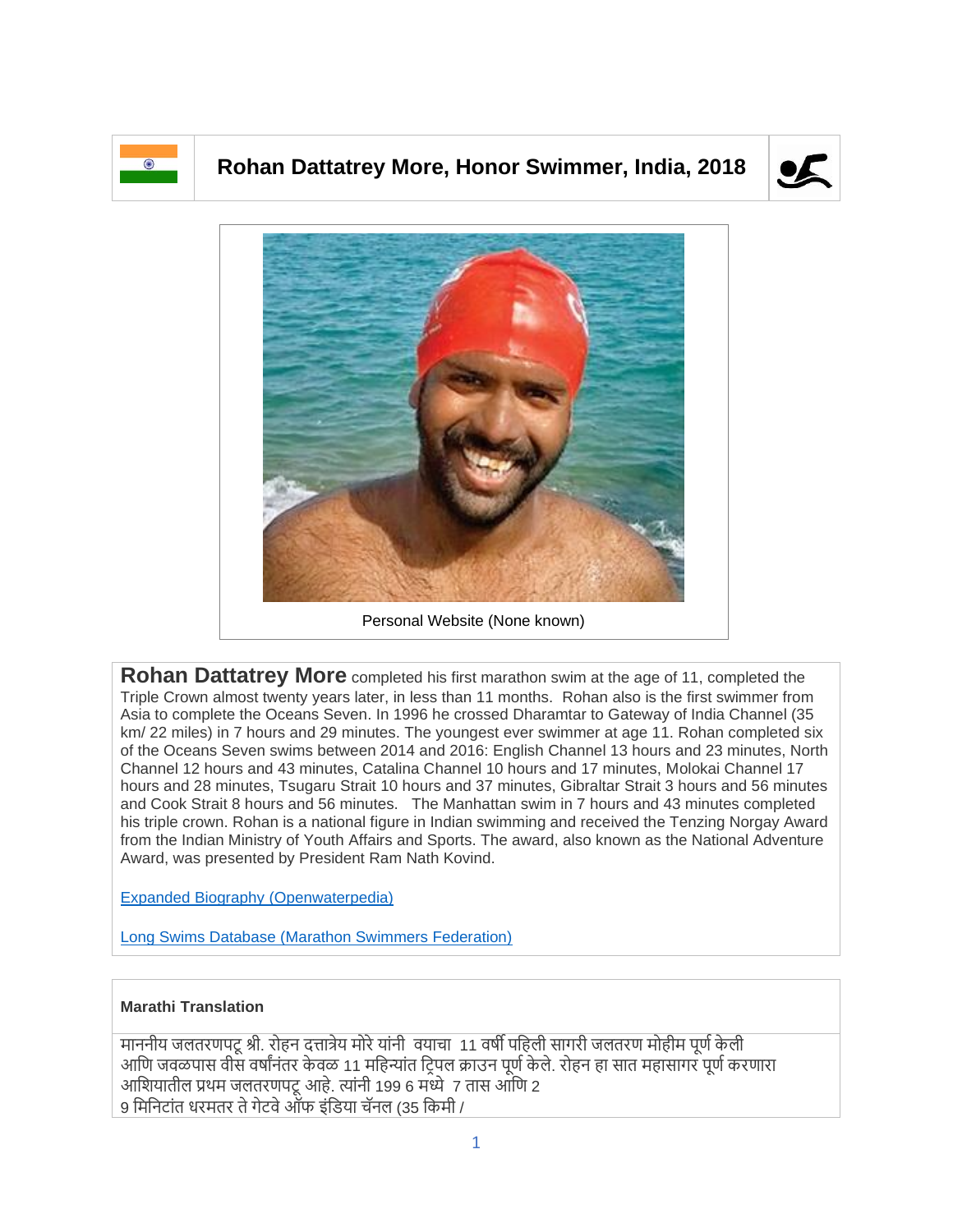# Rohan Dattatrey More, Honor Swimmer, India, 2018

Personal Website (None known)

**Rohan Dattatrey More** completed his first marathon swim at the age of 11, completed the Triple Crown almost twenty years later, in less than 11 months. Rohan also is the first swimmer from Asia to complete the Oceans Seven. In 1996 he crossed Dharamtar to Gateway of India Channel (35 km/ 22 miles) in 7 hours and 29 minutes. The youngest ever swimmer at age 11. Rohan completed six of the Oceans Seven swims between 2014 and 2016: English Channel 13 hours and 23 minutes, North Channel 12 hours and 43 minutes, Catalina Channel 10 hours and 17 minutes, Molokai Channel 17 hours and 28 minutes, Tsugaru Strait 10 hours and 37 minutes, Gibraltar Strait 3 hours and 56 minutes and Cook Strait 8 hours and 56 minutes. The Manhattan swim in 7 hours and 43 minutes completed his triple crown. Rohan is a national figure in Indian swimming and received the Tenzing Norgay Award from the Indian Ministry of Youth Affairs and Sports. The award, also known as the National Adventure Award, was presented by President Ram Nath Kovind.

[Expanded Biography (Openwaterpedia)]

[Long Swims Database (Marathon Swimmers Federation)]

**Marathi Translation**

माननीय जलतरणपटू श्री. रोहन दत्तात्रेय मोरे यांनी वयाचा 11 वर्षी पहिली सागरी जलतरण मोहीम पूर्ण केली आणि जवळपास वीस वर्षांनंतर केवळ 11 महिन्यांत ट्रिपल क्राउन पूर्ण केले. रोहन हा सात महासागर पूर्ण करणारा आशियातील प्रथम जलतरणपटू आहे. त्यांनी 199 6 मध्ये 7 तास आणि 2 9 मिनिटांत धरमतर ते गेटवे ऑफ इंडिया चॅनल (35 किमी /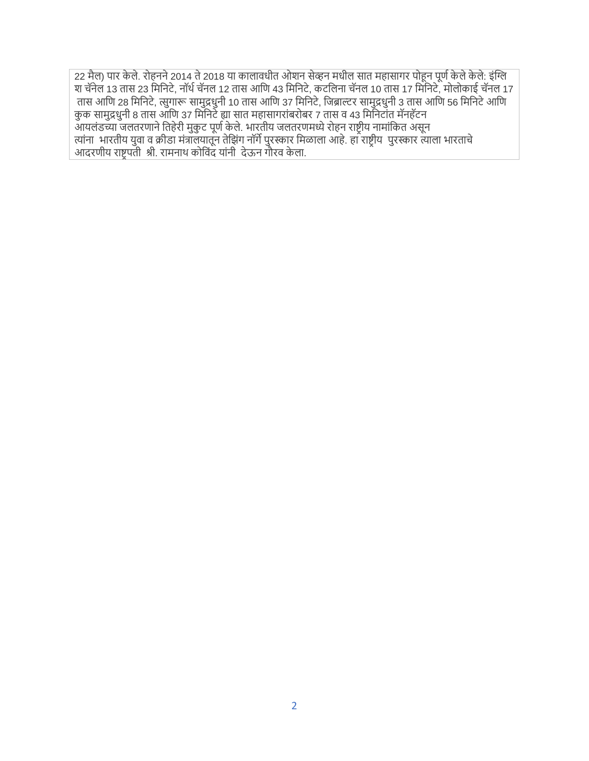22 मैल) पार केले. रोहनने 2014 ते 2018 या कालावधीत ओशन सेव्हन मधील सात महासागर पोहून पूर्ण केले केले: इंग्लिश चॅनेल 13 तास 23 मिनिटे, नॉर्थ चॅनल 12 तास आणि 43 मिनिटे, कटलिना चॅनल 10 तास 17 मिनिटे, मोलोकाई चॅनल 17 तास आणि 28 मिनिटे, त्सुगारू सामुद्रधुनी 10 तास आणि 37 मिनिटे, जिब्राल्टर सामुद्रधुनी 3 तास आणि 56 मिनिटे आणि कुक सामुद्रधुनी 8 तास आणि 37 मिनिटे ह्या सात महासागरांबरोबर 7 तास व 43 मिनिटांत मॅनहॅटन आयलंडच्या जलतरणाने तिहेरी मुकुट पूर्ण केले. भारतीय जलतरणमध्ये रोहन राष्ट्रीय नामांकित असून त्यांना भारतीय युवा व क्रीडा मंत्रालयातून तेझिंग नॉर्गे पुरस्कार मिळाला आहे. हा राष्ट्रीय पुरस्कार त्याला भारताचे आदरणीय राष्ट्रपती श्री. रामनाथ कोविंद यांनी देऊन गौरव केला.